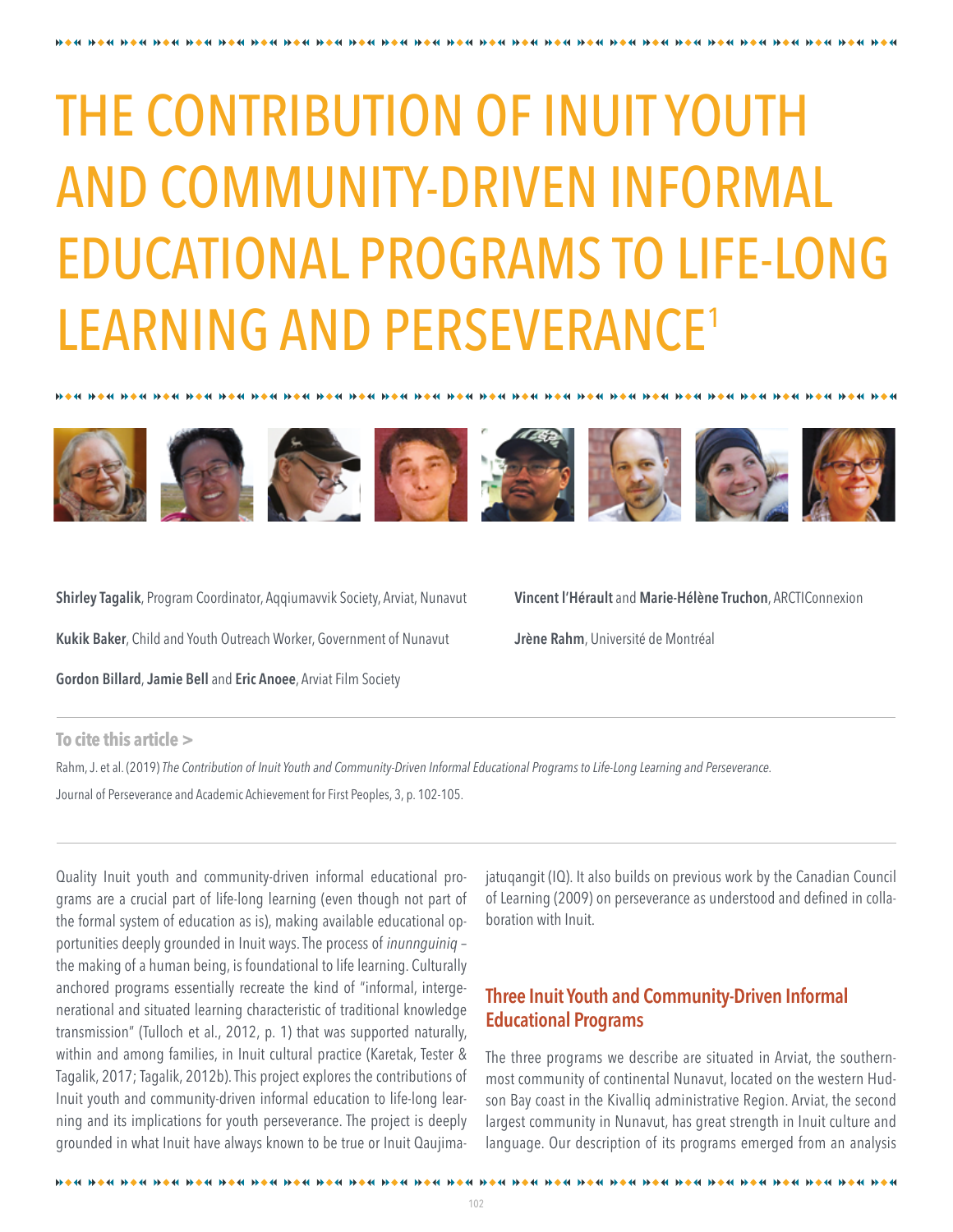# THE CONTRIBUTION OF INUIT YOUTH AND COMMUNITY-DRIVEN INFORMAL EDUCATIONAL PROGRAMS TO LIFE-LONG LEARNING AND PERSEVERANCE[1]

**Shirley Tagalik**, Program Coordinator, Aqqiumavvik Society, Arviat, Nunavut

**Kukik Baker**, Child and Youth Outreach Worker, Government of Nunavut

**Gordon Billard**, **Jamie Bell** and **Eric Anoee**, Arviat Film Society

**Vincent l'Hérault** and **Marie-Hélène Truchon**, ARCTIConnexion

**Jrène Rahm**, Université de Montréal

**To cite this article >**

Rahm, J. et al. (2019) *The Contribution of Inuit Youth and Community-Driven Informal Educational Programs to Life-Long Learning and Perseverance.* Journal of Perseverance and Academic Achievement for First Peoples, 3, p. 102-105.

Quality Inuit youth and community-driven informal educational programs are a crucial part of life-long learning (even though not part of the formal system of education as is), making available educational opportunities deeply grounded in Inuit ways. The process of *inunnguiniq* – the making of a human being, is foundational to life learning. Culturally anchored programs essentially recreate the kind of "informal, intergenerational and situated learning characteristic of traditional knowledge transmission" (Tulloch et al., 2012, p. 1) that was supported naturally, within and among families, in Inuit cultural practice (Karetak, Tester & Tagalik, 2017; Tagalik, 2012b). This project explores the contributions of Inuit youth and community-driven informal education to life-long learning and its implications for youth perseverance. The project is deeply grounded in what Inuit have always known to be true or Inuit Qaujimajatuqangit (IQ). It also builds on previous work by the Canadian Council of Learning (2009) on perseverance as understood and defined in collaboration with Inuit.

## Three Inuit Youth and Community-Driven Informal Educational Programs

The three programs we describe are situated in Arviat, the southernmost community of continental Nunavut, located on the western Hudson Bay coast in the Kivalliq administrative Region. Arviat, the second largest community in Nunavut, has great strength in Inuit culture and language. Our description of its programs emerged from an analysis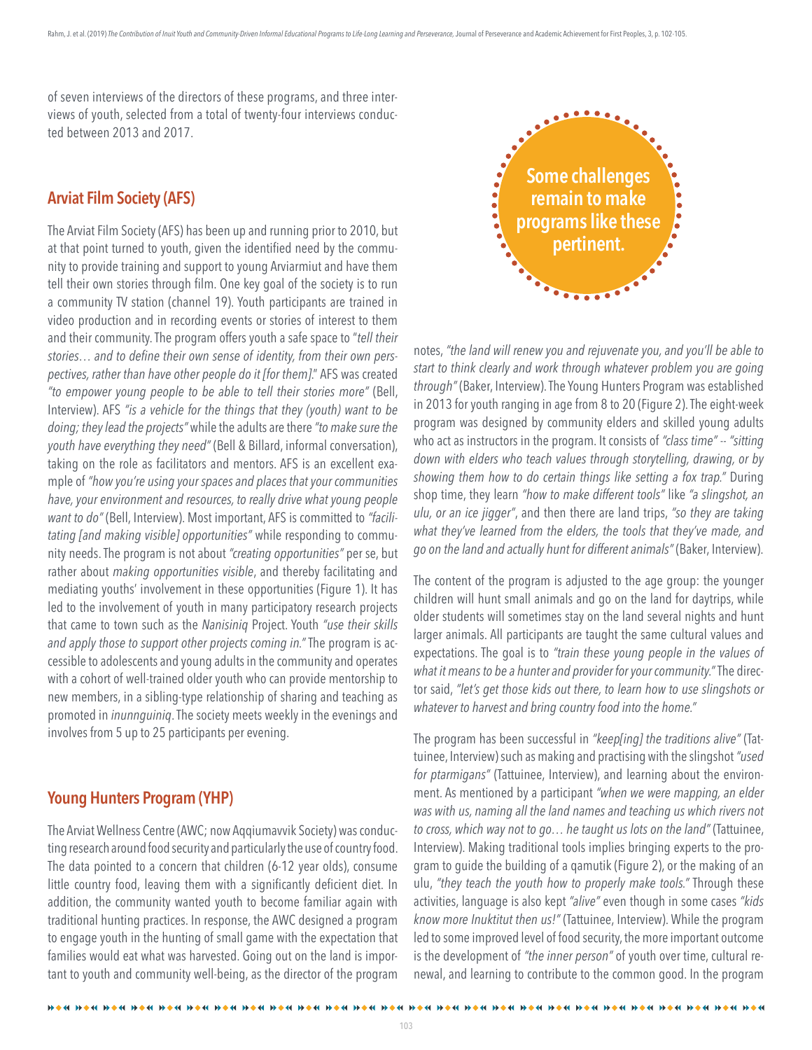of seven interviews of the directors of these programs, and three interviews of youth, selected from a total of twenty-four interviews conducted between 2013 and 2017.

## Arviat Film Society (AFS)

The Arviat Film Society (AFS) has been up and running prior to 2010, but at that point turned to youth, given the identified need by the community to provide training and support to young Arviarmiut and have them tell their own stories through film. One key goal of the society is to run a community TV station (channel 19). Youth participants are trained in video production and in recording events or stories of interest to them and their community. The program offers youth a safe space to "*tell their stories… and to define their own sense of identity, from their own perspectives, rather than have other people do it [for them]*." AFS was created *"to empower young people to be able to tell their stories more"* (Bell, Interview). AFS *"is a vehicle for the things that they (youth) want to be doing; they lead the projects"* while the adults are there *"to make sure the youth have everything they need"* (Bell & Billard, informal conversation), taking on the role as facilitators and mentors. AFS is an excellent example of *"how you're using your spaces and places that your communities have, your environment and resources, to really drive what young people want to do"* (Bell, Interview). Most important, AFS is committed to *"facilitating [and making visible] opportunities"* while responding to community needs. The program is not about *"creating opportunities"* per se, but rather about *making opportunities visible*, and thereby facilitating and mediating youths' involvement in these opportunities (Figure 1). It has led to the involvement of youth in many participatory research projects that came to town such as the *Nanisiniq* Project. Youth *"use their skills and apply those to support other projects coming in."* The program is accessible to adolescents and young adults in the community and operates with a cohort of well-trained older youth who can provide mentorship to new members, in a sibling-type relationship of sharing and teaching as promoted in *inunnguiniq*. The society meets weekly in the evenings and involves from 5 up to 25 participants per evening.

## Young Hunters Program (YHP)

The Arviat Wellness Centre (AWC; now Aqqiumavvik Society) was conducting research around food security and particularly the use of country food. The data pointed to a concern that children (6-12 year olds), consume little country food, leaving them with a significantly deficient diet. In addition, the community wanted youth to become familiar again with traditional hunting practices. In response, the AWC designed a program to engage youth in the hunting of small game with the expectation that families would eat what was harvested. Going out on the land is important to youth and community well-being, as the director of the program notes, *"the land will renew you and rejuvenate you, and you'll be able to start to think clearly and work through whatever problem you are going through"* (Baker, Interview). The Young Hunters Program was established in 2013 for youth ranging in age from 8 to 20 (Figure 2). The eight-week program was designed by community elders and skilled young adults who act as instructors in the program. It consists of *"class time" -- "sitting down with elders who teach values through storytelling, drawing, or by showing them how to do certain things like setting a fox trap."* During shop time, they learn *"how to make different tools"* like *"a slingshot, an ulu, or an ice jigger"*, and then there are land trips, *"so they are taking what they've learned from the elders, the tools that they've made, and go on the land and actually hunt for different animals"* (Baker, Interview).

**Some challenges remain to make programs like these pertinent.**

The content of the program is adjusted to the age group: the younger children will hunt small animals and go on the land for daytrips, while older students will sometimes stay on the land several nights and hunt larger animals. All participants are taught the same cultural values and expectations. The goal is to *"train these young people in the values of what it means to be a hunter and provider for your community."* The director said, *"let's get those kids out there, to learn how to use slingshots or whatever to harvest and bring country food into the home."*

The program has been successful in *"keep[ing] the traditions alive"* (Tattuinee, Interview) such as making and practising with the slingshot *"used for ptarmigans"* (Tattuinee, Interview), and learning about the environment. As mentioned by a participant *"when we were mapping, an elder was with us, naming all the land names and teaching us which rivers not to cross, which way not to go… he taught us lots on the land"* (Tattuinee, Interview). Making traditional tools implies bringing experts to the program to guide the building of a qamutik (Figure 2), or the making of an ulu, *"they teach the youth how to properly make tools."* Through these activities, language is also kept *"alive"* even though in some cases *"kids know more Inuktitut then us!"* (Tattuinee, Interview). While the program led to some improved level of food security, the more important outcome is the development of *"the inner person"* of youth over time, cultural renewal, and learning to contribute to the common good. In the program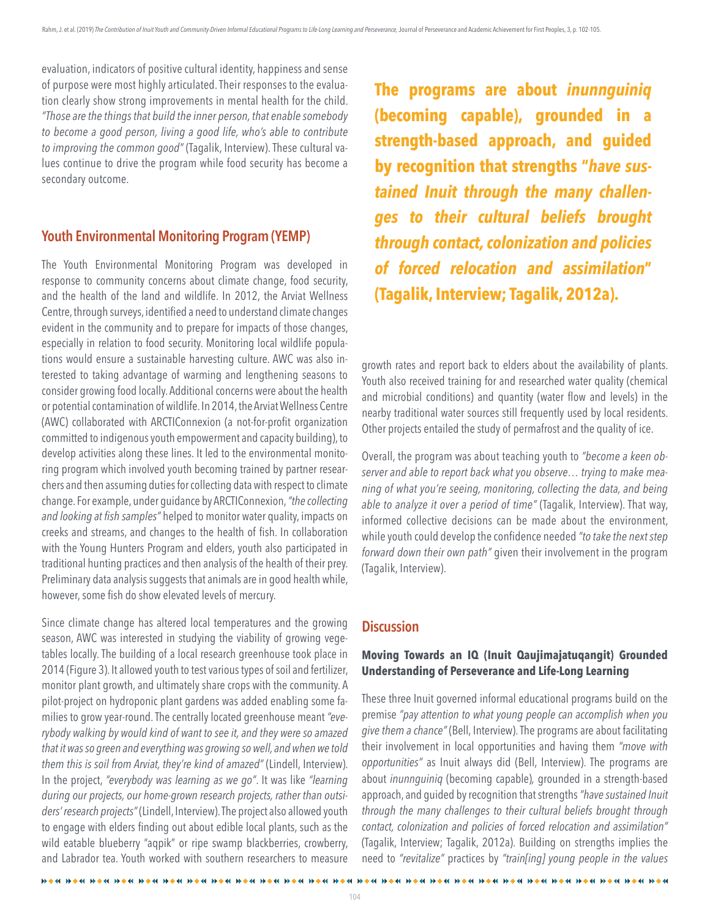evaluation, indicators of positive cultural identity, happiness and sense of purpose were most highly articulated. Their responses to the evaluation clearly show strong improvements in mental health for the child. *"Those are the things that build the inner person, that enable somebody to become a good person, living a good life, who's able to contribute to improving the common good"* (Tagalik, Interview). These cultural values continue to drive the program while food security has become a secondary outcome.

## Youth Environmental Monitoring Program (YEMP)

The Youth Environmental Monitoring Program was developed in response to community concerns about climate change, food security, and the health of the land and wildlife. In 2012, the Arviat Wellness Centre, through surveys, identified a need to understand climate changes evident in the community and to prepare for impacts of those changes, especially in relation to food security. Monitoring local wildlife populations would ensure a sustainable harvesting culture. AWC was also interested to taking advantage of warming and lengthening seasons to consider growing food locally. Additional concerns were about the health or potential contamination of wildlife. In 2014, the Arviat Wellness Centre (AWC) collaborated with ARCTIConnexion (a not-for-profit organization committed to indigenous youth empowerment and capacity building), to develop activities along these lines. It led to the environmental monitoring program which involved youth becoming trained by partner researchers and then assuming duties for collecting data with respect to climate change. For example, under guidance by ARCTIConnexion, *"the collecting and looking at fish samples"* helped to monitor water quality, impacts on creeks and streams, and changes to the health of fish. In collaboration with the Young Hunters Program and elders, youth also participated in traditional hunting practices and then analysis of the health of their prey. Preliminary data analysis suggests that animals are in good health while, however, some fish do show elevated levels of mercury.

Since climate change has altered local temperatures and the growing season, AWC was interested in studying the viability of growing vegetables locally. The building of a local research greenhouse took place in 2014 (Figure 3). It allowed youth to test various types of soil and fertilizer, monitor plant growth, and ultimately share crops with the community. A pilot-project on hydroponic plant gardens was added enabling some families to grow year-round. The centrally located greenhouse meant *"everybody walking by would kind of want to see it, and they were so amazed that it was so green and everything was growing so well, and when we told them this is soil from Arviat, they're kind of amazed"* (Lindell, Interview). In the project, *"everybody was learning as we go"*. It was like *"learning during our projects, our home-grown research projects, rather than outsiders' research projects"* (Lindell, Interview). The project also allowed youth to engage with elders finding out about edible local plants, such as the wild eatable blueberry "aqpik" or ripe swamp blackberries, crowberry, and Labrador tea. Youth worked with southern researchers to measure growth rates and report back to elders about the availability of plants. Youth also received training for and researched water quality (chemical and microbial conditions) and quantity (water flow and levels) in the nearby traditional water sources still frequently used by local residents. Other projects entailed the study of permafrost and the quality of ice.

**The programs are about *inunnguiniq* (becoming capable), grounded in a strength-based approach, and guided by recognition that strengths "*have sustained Inuit through the many challenges to their cultural beliefs brought through contact, colonization and policies of forced relocation and assimilation*" (Tagalik, Interview; Tagalik, 2012a).**

Overall, the program was about teaching youth to *"become a keen observer and able to report back what you observe… trying to make meaning of what you're seeing, monitoring, collecting the data, and being able to analyze it over a period of time"* (Tagalik, Interview). That way, informed collective decisions can be made about the environment, while youth could develop the confidence needed *"to take the next step forward down their own path"* given their involvement in the program (Tagalik, Interview).

## Discussion

### Moving Towards an IQ (Inuit Qaujimajatuqangit) Grounded Understanding of Perseverance and Life-Long Learning

These three Inuit governed informal educational programs build on the premise *"pay attention to what young people can accomplish when you give them a chance"* (Bell, Interview). The programs are about facilitating their involvement in local opportunities and having them *"move with opportunities"* as Inuit always did (Bell, Interview). The programs are about *inunnguiniq* (becoming capable), grounded in a strength-based approach, and guided by recognition that strengths *"have sustained Inuit through the many challenges to their cultural beliefs brought through contact, colonization and policies of forced relocation and assimilation"* (Tagalik, Interview; Tagalik, 2012a). Building on strengths implies the need to *"revitalize"* practices by *"train[ing] young people in the values*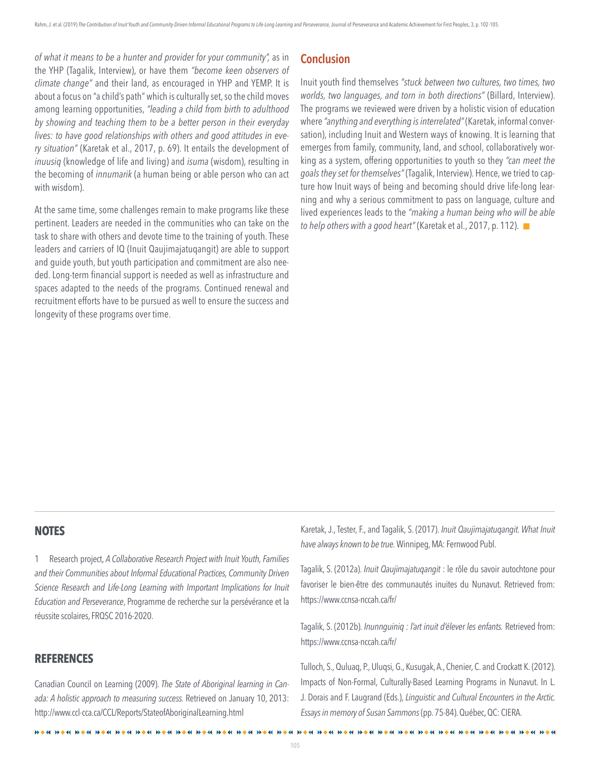*of what it means to be a hunter and provider for your community",* as in the YHP (Tagalik, Interview), or have them *"become keen observers of climate change"* and their land, as encouraged in YHP and YEMP. It is about a focus on "a child's path" which is culturally set, so the child moves among learning opportunities, *"leading a child from birth to adulthood by showing and teaching them to be a better person in their everyday lives: to have good relationships with others and good attitudes in every situation"* (Karetak et al., 2017, p. 69). It entails the development of *inuusiq* (knowledge of life and living) and *isuma* (wisdom), resulting in the becoming of *innumarik* (a human being or able person who can act with wisdom).

At the same time, some challenges remain to make programs like these pertinent. Leaders are needed in the communities who can take on the task to share with others and devote time to the training of youth. These leaders and carriers of IQ (Inuit Qaujimajatuqangit) are able to support and guide youth, but youth participation and commitment are also needed. Long-term financial support is needed as well as infrastructure and spaces adapted to the needs of the programs. Continued renewal and recruitment efforts have to be pursued as well to ensure the success and longevity of these programs over time.

## Conclusion

Inuit youth find themselves *"stuck between two cultures, two times, two worlds, two languages, and torn in both directions"* (Billard, Interview). The programs we reviewed were driven by a holistic vision of education where *"anything and everything is interrelated"* (Karetak, informal conversation), including Inuit and Western ways of knowing. It is learning that emerges from family, community, land, and school, collaboratively working as a system, offering opportunities to youth so they *"can meet the goals they set for themselves"* (Tagalik, Interview). Hence, we tried to capture how Inuit ways of being and becoming should drive life-long learning and why a serious commitment to pass on language, culture and lived experiences leads to the *"making a human being who will be able to help others with a good heart"* (Karetak et al., 2017, p. 112).

## NOTES

1 Research project, *A Collaborative Research Project with Inuit Youth, Families and their Communities about Informal Educational Practices, Community Driven Science Research and Life-Long Learning with Important Implications for Inuit Education and Perseverance*, Programme de recherche sur la persévérance et la réussite scolaires, FRQSC 2016-2020.

## REFERENCES

Canadian Council on Learning (2009). *The State of Aboriginal learning in Canada: A holistic approach to measuring success.* Retrieved on January 10, 2013: http://www.ccl-cca.ca/CCL/Reports/StateofAboriginalLearning.html

Karetak, J., Tester, F., and Tagalik, S. (2017). *Inuit Qaujimajatuqangit. What Inuit have always known to be true.* Winnipeg, MA: Fernwood Publ.

Tagalik, S. (2012a). *Inuit Qaujimajatuqangit* : le rôle du savoir autochtone pour favoriser le bien-être des communautés inuites du Nunavut. Retrieved from: https://www.ccnsa-nccah.ca/fr/

Tagalik, S. (2012b). *Inunnguiniq : l'art inuit d'élever les enfants.* Retrieved from: https://www.ccnsa-nccah.ca/fr/

Tulloch, S., Quluaq, P., Uluqsi, G., Kusugak, A., Chenier, C. and Crockatt K. (2012). Impacts of Non-Formal, Culturally-Based Learning Programs in Nunavut. In L. J. Dorais and F. Laugrand (Eds.), *Linguistic and Cultural Encounters in the Arctic. Essays in memory of Susan Sammons* (pp. 75-84). Québec, QC: CIERA.